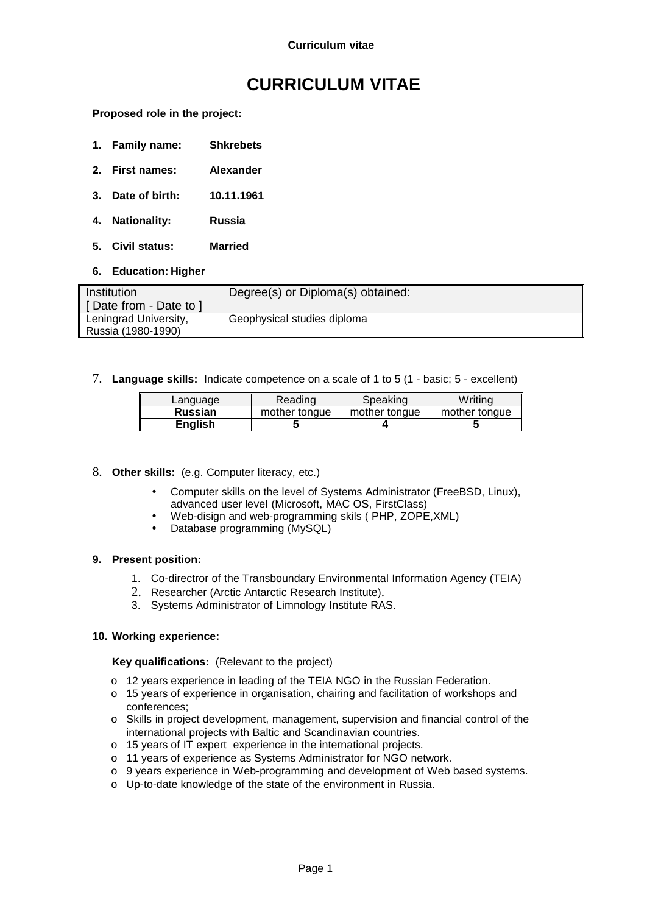# CURRICULUM VITAE

**Proposed role in the project:**

1. **Family name:** **Shkrebets**
2. **First names:** **Alexander**
3. **Date of birth:** **10.11.1961**
4. **Nationality:** **Russia**
5. **Civil status:** **Married**
6. **Education: Higher**

| Institution [ Date from - Date to ] | Degree(s) or Diploma(s) obtained: |
|---|---|
| Leningrad University, Russia (1980-1990) | Geophysical studies diploma |

7. **Language skills:** Indicate competence on a scale of 1 to 5 (1 - basic; 5 - excellent)

| Language | Reading | Speaking | Writing |
|---|---|---|---|
| **Russian** | mother tongue | mother tongue | mother tongue |
| **English** | **5** | **4** | **5** |

8. **Other skills:** (e.g. Computer literacy, etc.)

   - Computer skills on the level of Systems Administrator (FreeBSD, Linux), advanced user level (Microsoft, MAC OS, FirstClass)
   - Web-disign and web-programming skils ( PHP, ZOPE,XML)
   - Database programming (MySQL)

9. **Present position:**

   1. Co-directror of the Transboundary Environmental Information Agency (TEIA)
   2. Researcher (Arctic Antarctic Research Institute).
   3. Systems Administrator of Limnology Institute RAS.

10. **Working experience:**

**Key qualifications:** (Relevant to the project)

- 12 years experience in leading of the TEIA NGO in the Russian Federation.
- 15 years of experience in organisation, chairing and facilitation of workshops and conferences;
- Skills in project development, management, supervision and financial control of the international projects with Baltic and Scandinavian countries.
- 15 years of IT expert experience in the international projects.
- 11 years of experience as Systems Administrator for NGO network.
- 9 years experience in Web-programming and development of Web based systems.
- Up-to-date knowledge of the state of the environment in Russia.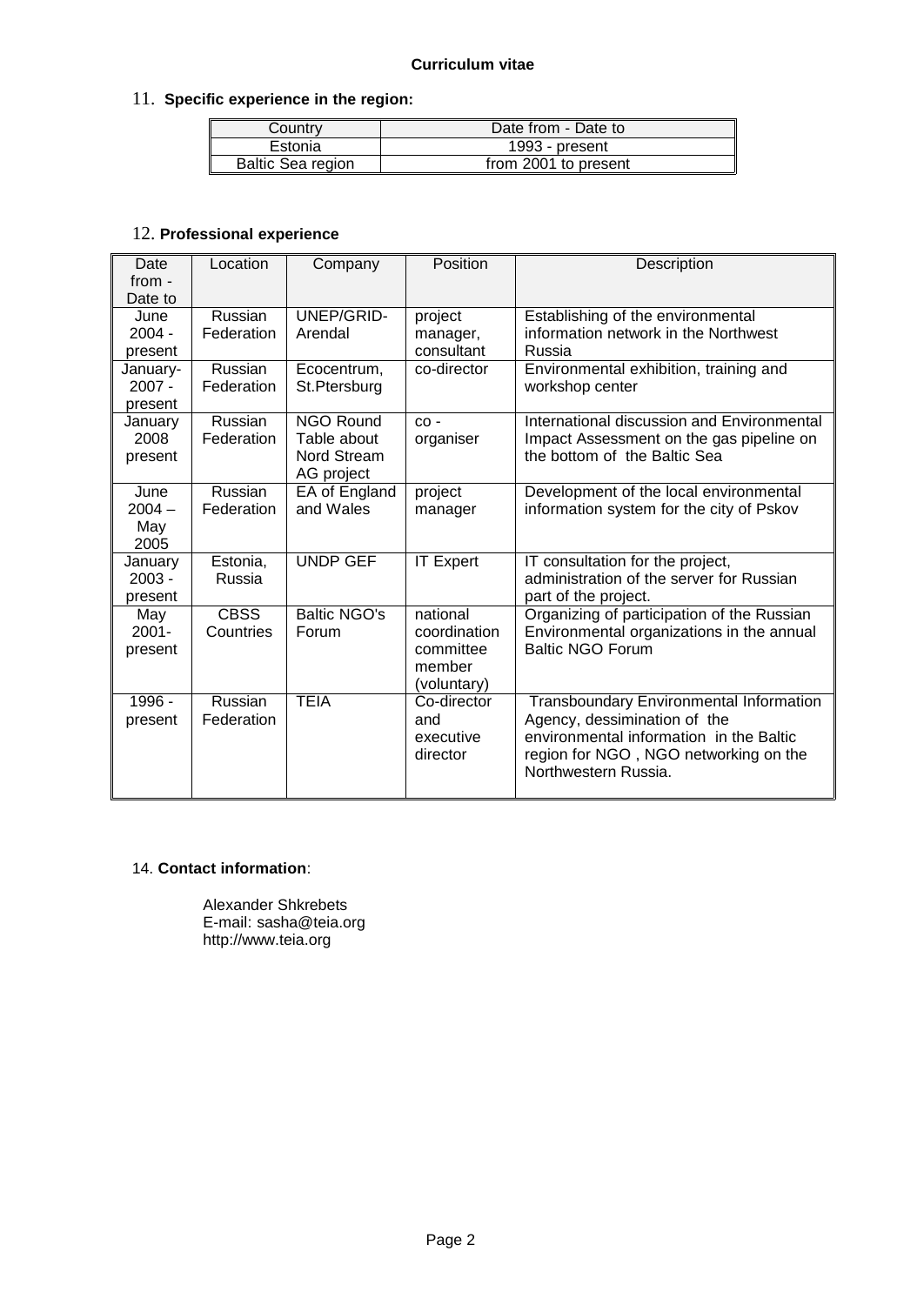**Curriculum vitae**

11. **Specific experience in the region:**

| Country | Date from - Date to |
|---|---|
| Estonia | 1993 - present |
| Baltic Sea region | from 2001 to present |

12. **Professional experience**

| Date from - Date to | Location | Company | Position | Description |
|---|---|---|---|---|
| June 2004 - present | Russian Federation | UNEP/GRID-Arendal | project manager, consultant | Establishing of the environmental information network in the Northwest Russia |
| January-2007 - present | Russian Federation | Ecocentrum, St.Ptersburg | co-director | Environmental exhibition, training and workshop center |
| January 2008 present | Russian Federation | NGO Round Table about Nord Stream AG project | co - organiser | International discussion and Environmental Impact Assessment on the gas pipeline on the bottom of the Baltic Sea |
| June 2004 – May 2005 | Russian Federation | EA of England and Wales | project manager | Development of the local environmental information system for the city of Pskov |
| January 2003 - present | Estonia, Russia | UNDP GEF | IT Expert | IT consultation for the project, administration of the server for Russian part of the project. |
| May 2001- present | CBSS Countries | Baltic NGO's Forum | national coordination committee member (voluntary) | Organizing of participation of the Russian Environmental organizations in the annual Baltic NGO Forum |
| 1996 - present | Russian Federation | TEIA | Co-director and executive director | Transboundary Environmental Information Agency, dessimination of the environmental information in the Baltic region for NGO , NGO networking on the Northwestern Russia. |

14. **Contact information**:

Alexander Shkrebets
E-mail: sasha@teia.org
http://www.teia.org